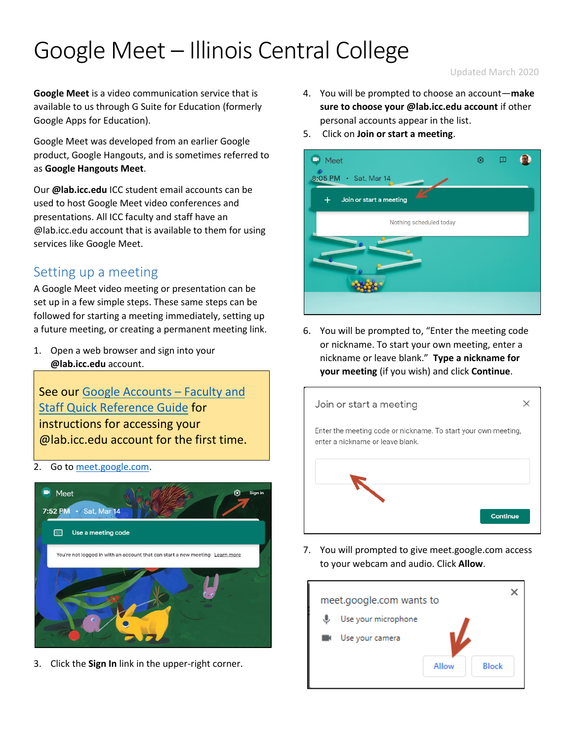# Google Meet – Illinois Central College

Updated March 2020

**Google Meet** is a video communication service that is available to us through G Suite for Education (formerly Google Apps for Education).

Google Meet was developed from an earlier Google product, Google Hangouts, and is sometimes referred to as **Google Hangouts Meet**.

Our **@lab.icc.edu** ICC student email accounts can be used to host Google Meet video conferences and presentations. All ICC faculty and staff have an @lab.icc.edu account that is available to them for using services like Google Meet.

## Setting up a meeting

A Google Meet video meeting or presentation can be set up in a few simple steps. These same steps can be followed for starting a meeting immediately, setting up a future meeting, or creating a permanent meeting link.

1. Open a web browser and sign into your **@lab.icc.edu** account.

> See our Google Accounts – Faculty and Staff Quick Reference Guide for instructions for accessing your @lab.icc.edu account for the first time.

2. Go to meet.google.com.
3. Click the **Sign In** link in the upper-right corner.
4. You will be prompted to choose an account—**make sure to choose your @lab.icc.edu account** if other personal accounts appear in the list.
5. Click on **Join or start a meeting**.
6. You will be prompted to, "Enter the meeting code or nickname. To start your own meeting, enter a nickname or leave blank." **Type a nickname for your meeting** (if you wish) and click **Continue**.
7. You will prompted to give meet.google.com access to your webcam and audio. Click **Allow**.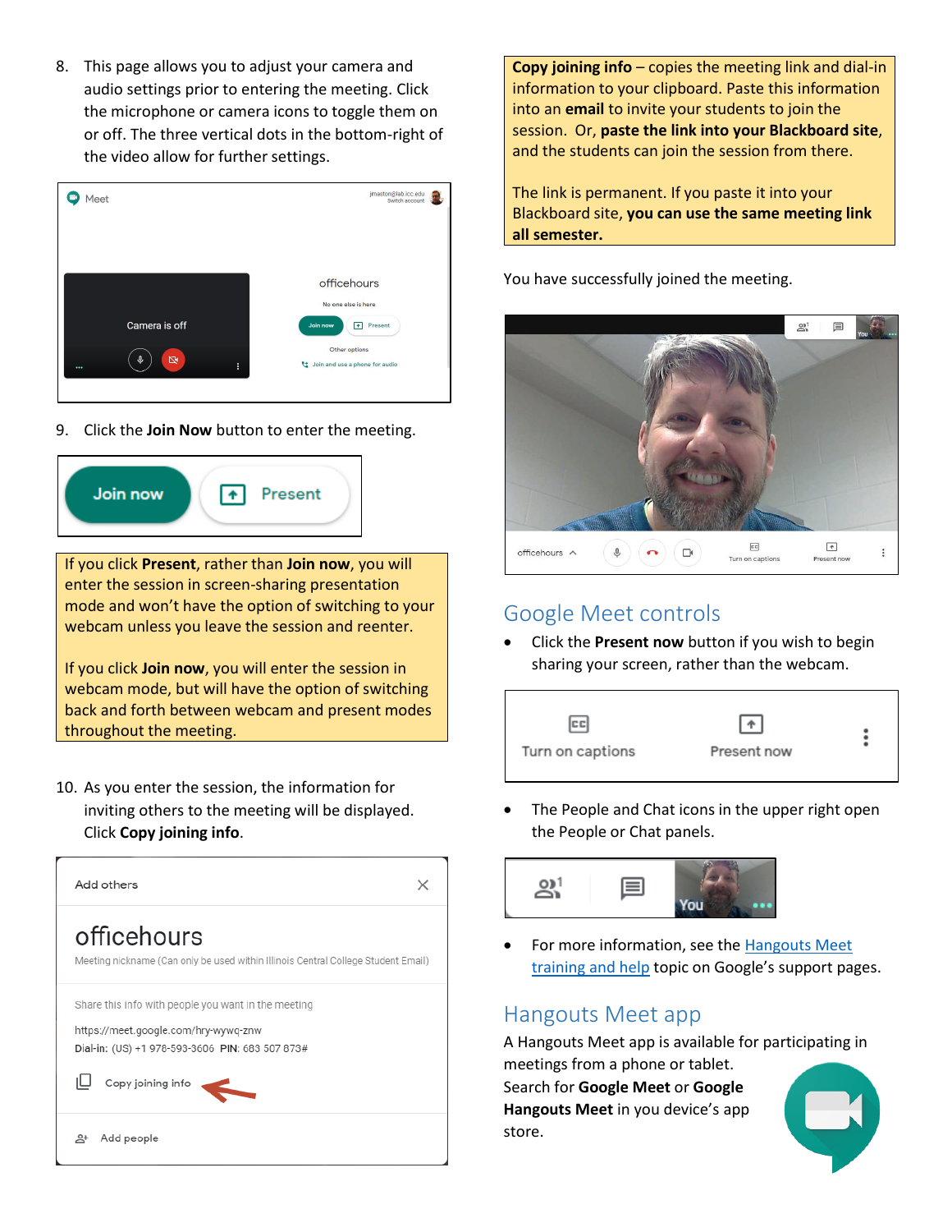8. This page allows you to adjust your camera and audio settings prior to entering the meeting. Click the microphone or camera icons to toggle them on or off. The three vertical dots in the bottom-right of the video allow for further settings.

9. Click the **Join Now** button to enter the meeting.

If you click **Present**, rather than **Join now**, you will enter the session in screen-sharing presentation mode and won't have the option of switching to your webcam unless you leave the session and reenter.

If you click **Join now**, you will enter the session in webcam mode, but will have the option of switching back and forth between webcam and present modes throughout the meeting.

10. As you enter the session, the information for inviting others to the meeting will be displayed. Click **Copy joining info**.

**Copy joining info** – copies the meeting link and dial-in information to your clipboard. Paste this information into an **email** to invite your students to join the session. Or, **paste the link into your Blackboard site**, and the students can join the session from there.

The link is permanent. If you paste it into your Blackboard site, **you can use the same meeting link all semester.**

You have successfully joined the meeting.

## Google Meet controls

- Click the **Present now** button if you wish to begin sharing your screen, rather than the webcam.
- The People and Chat icons in the upper right open the People or Chat panels.
- For more information, see the Hangouts Meet training and help topic on Google's support pages.

## Hangouts Meet app

A Hangouts Meet app is available for participating in meetings from a phone or tablet. Search for **Google Meet** or **Google Hangouts Meet** in you device's app store.